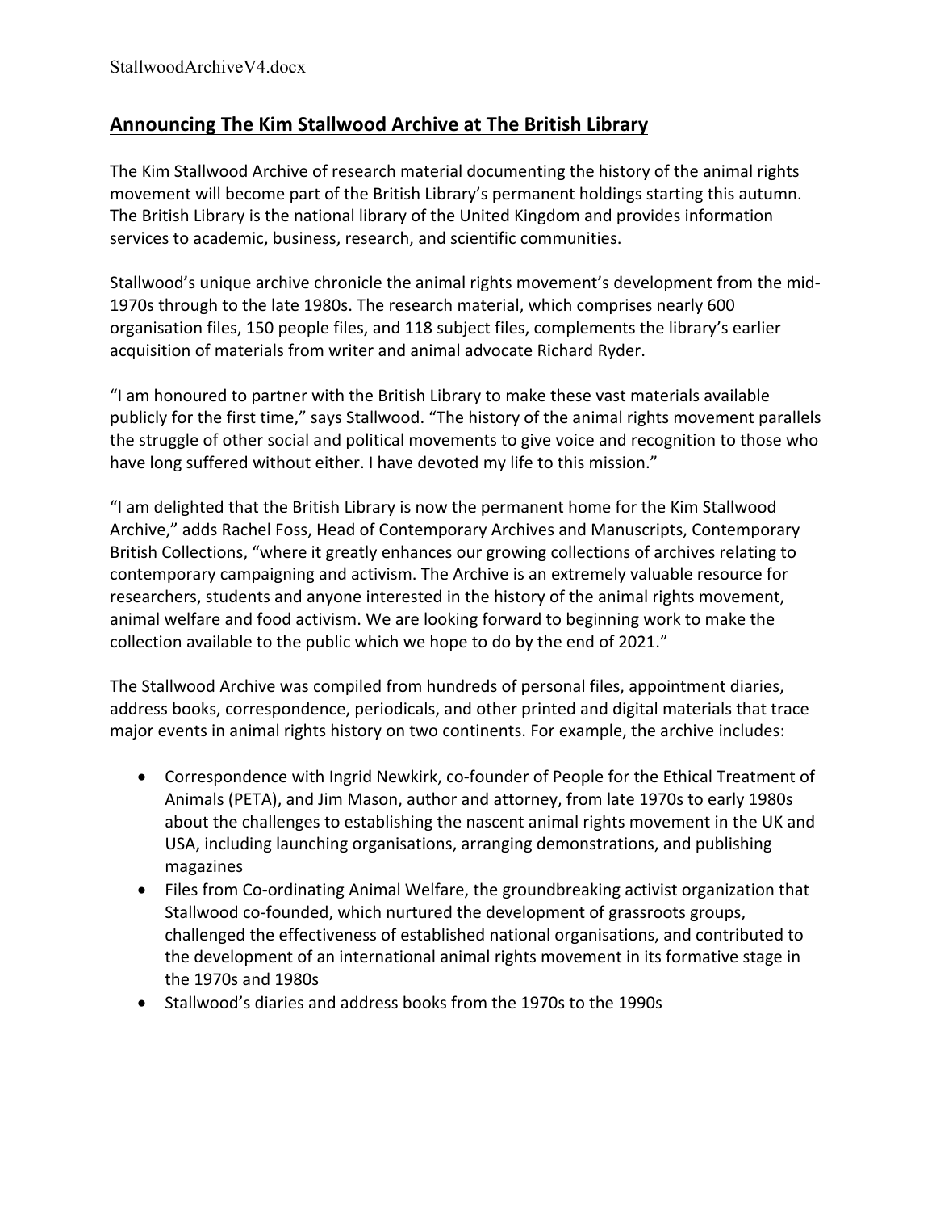StallwoodArchiveV4.docx

## Announcing The Kim Stallwood Archive at The British Library

The Kim Stallwood Archive of research material documenting the history of the animal rights movement will become part of the British Library's permanent holdings starting this autumn. The British Library is the national library of the United Kingdom and provides information services to academic, business, research, and scientific communities.

Stallwood's unique archive chronicle the animal rights movement's development from the mid-1970s through to the late 1980s. The research material, which comprises nearly 600 organisation files, 150 people files, and 118 subject files, complements the library's earlier acquisition of materials from writer and animal advocate Richard Ryder.

"I am honoured to partner with the British Library to make these vast materials available publicly for the first time," says Stallwood. "The history of the animal rights movement parallels the struggle of other social and political movements to give voice and recognition to those who have long suffered without either. I have devoted my life to this mission."

"I am delighted that the British Library is now the permanent home for the Kim Stallwood Archive," adds Rachel Foss, Head of Contemporary Archives and Manuscripts, Contemporary British Collections, "where it greatly enhances our growing collections of archives relating to contemporary campaigning and activism. The Archive is an extremely valuable resource for researchers, students and anyone interested in the history of the animal rights movement, animal welfare and food activism. We are looking forward to beginning work to make the collection available to the public which we hope to do by the end of 2021."

The Stallwood Archive was compiled from hundreds of personal files, appointment diaries, address books, correspondence, periodicals, and other printed and digital materials that trace major events in animal rights history on two continents. For example, the archive includes:

- Correspondence with Ingrid Newkirk, co-founder of People for the Ethical Treatment of Animals (PETA), and Jim Mason, author and attorney, from late 1970s to early 1980s about the challenges to establishing the nascent animal rights movement in the UK and USA, including launching organisations, arranging demonstrations, and publishing magazines
- Files from Co-ordinating Animal Welfare, the groundbreaking activist organization that Stallwood co-founded, which nurtured the development of grassroots groups, challenged the effectiveness of established national organisations, and contributed to the development of an international animal rights movement in its formative stage in the 1970s and 1980s
- Stallwood's diaries and address books from the 1970s to the 1990s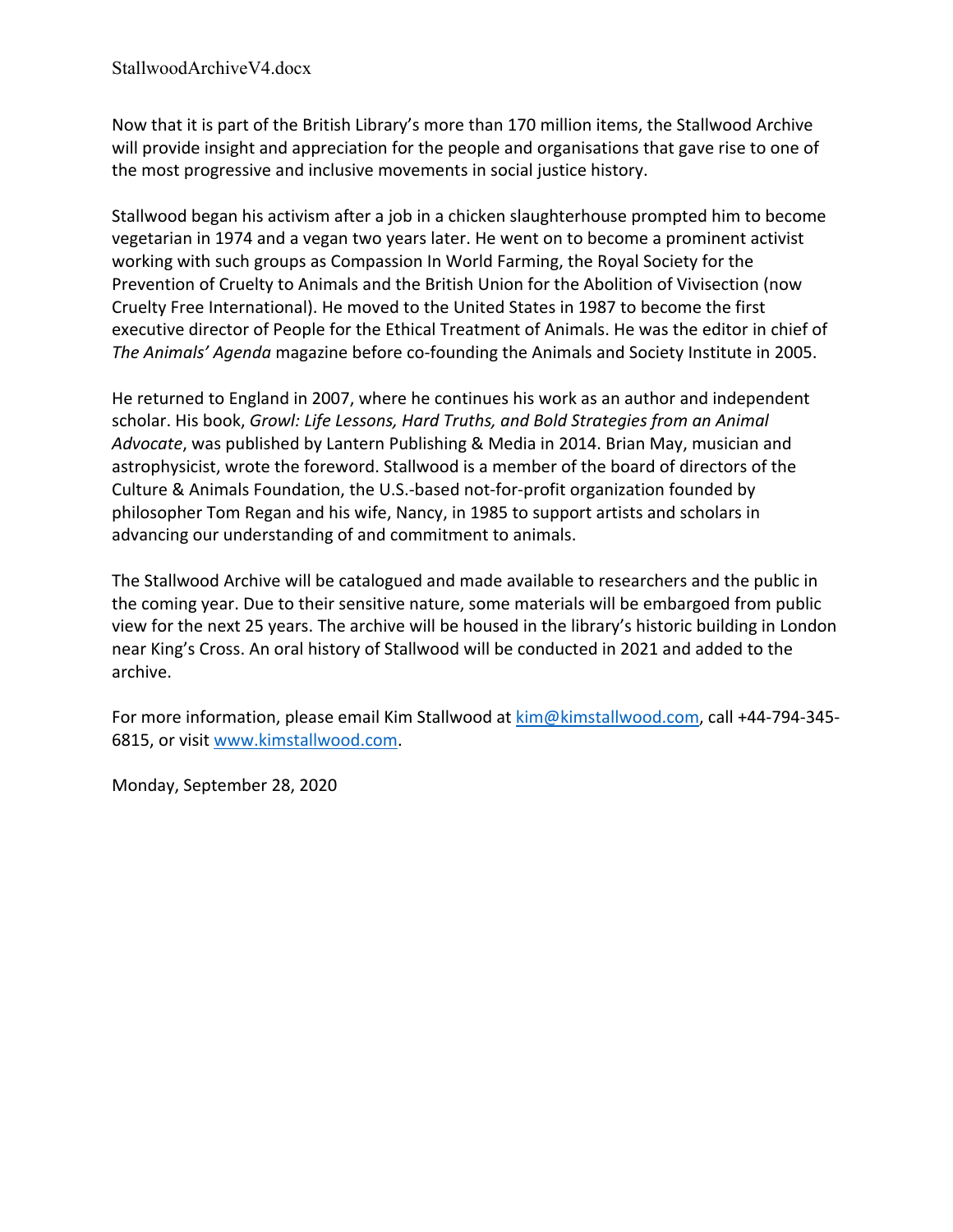Now that it is part of the British Library's more than 170 million items, the Stallwood Archive will provide insight and appreciation for the people and organisations that gave rise to one of the most progressive and inclusive movements in social justice history.

Stallwood began his activism after a job in a chicken slaughterhouse prompted him to become vegetarian in 1974 and a vegan two years later. He went on to become a prominent activist working with such groups as Compassion In World Farming, the Royal Society for the Prevention of Cruelty to Animals and the British Union for the Abolition of Vivisection (now Cruelty Free International). He moved to the United States in 1987 to become the first executive director of People for the Ethical Treatment of Animals. He was the editor in chief of *The Animals' Agenda* magazine before co-founding the Animals and Society Institute in 2005.

He returned to England in 2007, where he continues his work as an author and independent scholar. His book, *Growl: Life Lessons, Hard Truths, and Bold Strategies from an Animal Advocate*, was published by Lantern Publishing & Media in 2014. Brian May, musician and astrophysicist, wrote the foreword. Stallwood is a member of the board of directors of the Culture & Animals Foundation, the U.S.-based not-for-profit organization founded by philosopher Tom Regan and his wife, Nancy, in 1985 to support artists and scholars in advancing our understanding of and commitment to animals.

The Stallwood Archive will be catalogued and made available to researchers and the public in the coming year. Due to their sensitive nature, some materials will be embargoed from public view for the next 25 years. The archive will be housed in the library's historic building in London near King's Cross. An oral history of Stallwood will be conducted in 2021 and added to the archive.

For more information, please email Kim Stallwood at kim@kimstallwood.com, call +44-794-345-6815, or visit www.kimstallwood.com.

Monday, September 28, 2020